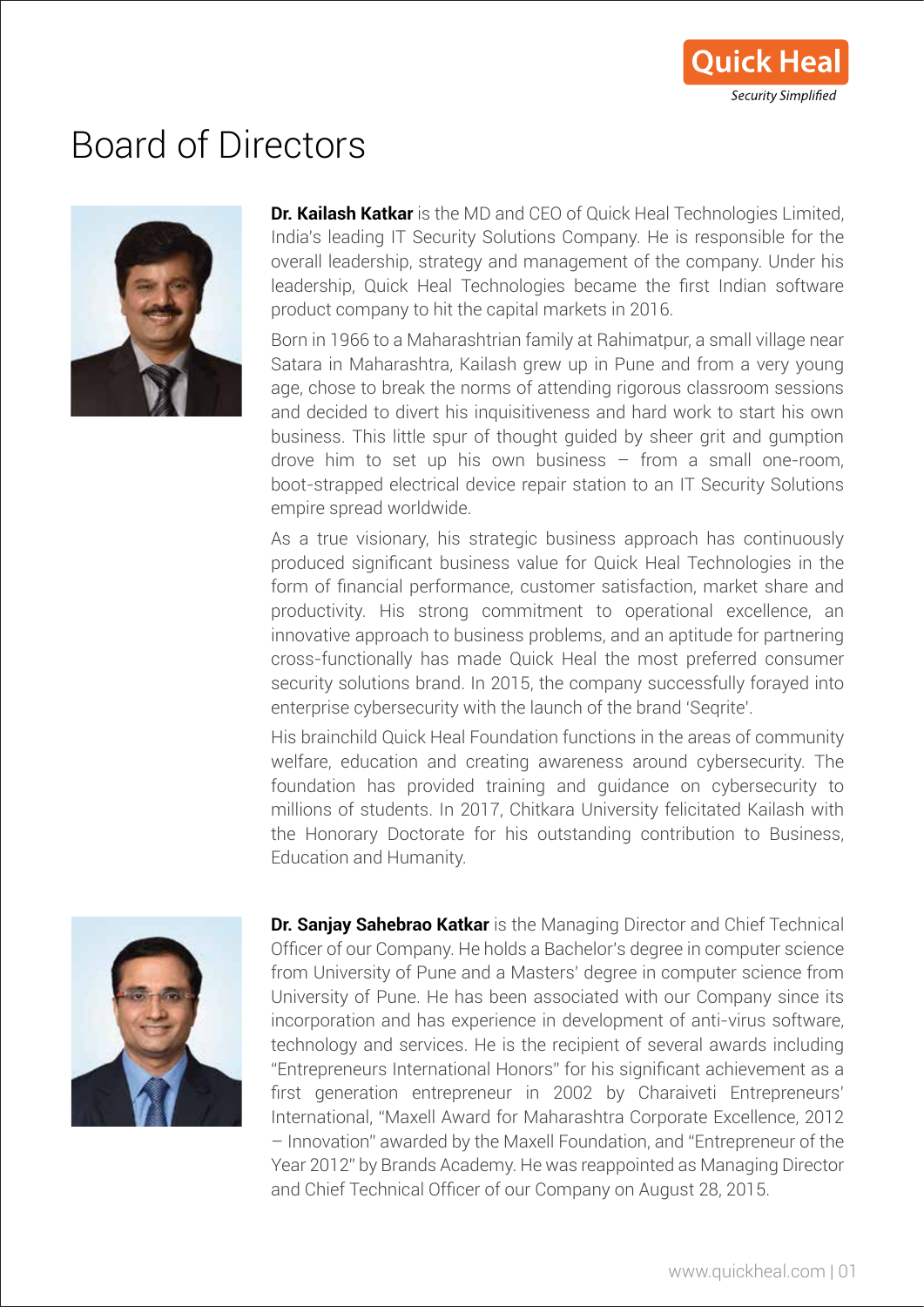# Board of Directors

**Dr. Kailash Katkar** is the MD and CEO of Quick Heal Technologies Limited, India's leading IT Security Solutions Company. He is responsible for the overall leadership, strategy and management of the company. Under his leadership, Quick Heal Technologies became the first Indian software product company to hit the capital markets in 2016.

Born in 1966 to a Maharashtrian family at Rahimatpur, a small village near Satara in Maharashtra, Kailash grew up in Pune and from a very young age, chose to break the norms of attending rigorous classroom sessions and decided to divert his inquisitiveness and hard work to start his own business. This little spur of thought guided by sheer grit and gumption drove him to set up his own business – from a small one-room, boot-strapped electrical device repair station to an IT Security Solutions empire spread worldwide.

As a true visionary, his strategic business approach has continuously produced significant business value for Quick Heal Technologies in the form of financial performance, customer satisfaction, market share and productivity. His strong commitment to operational excellence, an innovative approach to business problems, and an aptitude for partnering cross-functionally has made Quick Heal the most preferred consumer security solutions brand. In 2015, the company successfully forayed into enterprise cybersecurity with the launch of the brand 'Seqrite'.

His brainchild Quick Heal Foundation functions in the areas of community welfare, education and creating awareness around cybersecurity. The foundation has provided training and guidance on cybersecurity to millions of students. In 2017, Chitkara University felicitated Kailash with the Honorary Doctorate for his outstanding contribution to Business, Education and Humanity.

**Dr. Sanjay Sahebrao Katkar** is the Managing Director and Chief Technical Officer of our Company. He holds a Bachelor's degree in computer science from University of Pune and a Masters' degree in computer science from University of Pune. He has been associated with our Company since its incorporation and has experience in development of anti-virus software, technology and services. He is the recipient of several awards including "Entrepreneurs International Honors" for his significant achievement as a first generation entrepreneur in 2002 by Charaiveti Entrepreneurs' International, "Maxell Award for Maharashtra Corporate Excellence, 2012 – Innovation" awarded by the Maxell Foundation, and "Entrepreneur of the Year 2012" by Brands Academy. He was reappointed as Managing Director and Chief Technical Officer of our Company on August 28, 2015.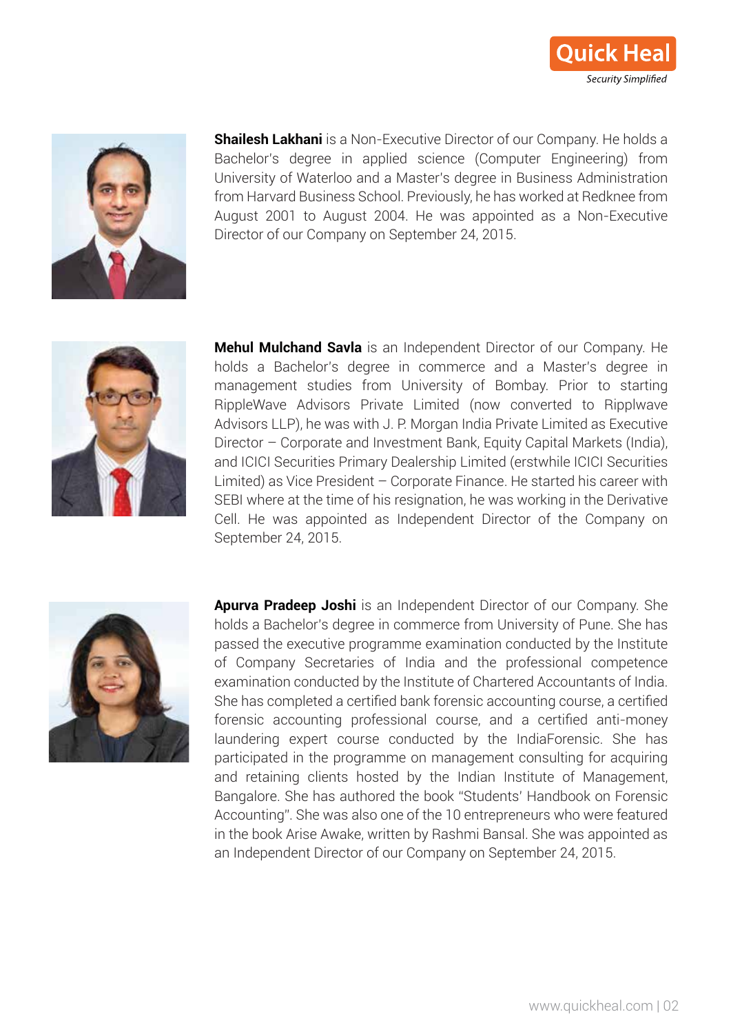**Shailesh Lakhani** is a Non-Executive Director of our Company. He holds a Bachelor's degree in applied science (Computer Engineering) from University of Waterloo and a Master's degree in Business Administration from Harvard Business School. Previously, he has worked at Redknee from August 2001 to August 2004. He was appointed as a Non-Executive Director of our Company on September 24, 2015.

**Mehul Mulchand Savla** is an Independent Director of our Company. He holds a Bachelor's degree in commerce and a Master's degree in management studies from University of Bombay. Prior to starting RippleWave Advisors Private Limited (now converted to Ripplwave Advisors LLP), he was with J. P. Morgan India Private Limited as Executive Director – Corporate and Investment Bank, Equity Capital Markets (India), and ICICI Securities Primary Dealership Limited (erstwhile ICICI Securities Limited) as Vice President – Corporate Finance. He started his career with SEBI where at the time of his resignation, he was working in the Derivative Cell. He was appointed as Independent Director of the Company on September 24, 2015.

**Apurva Pradeep Joshi** is an Independent Director of our Company. She holds a Bachelor's degree in commerce from University of Pune. She has passed the executive programme examination conducted by the Institute of Company Secretaries of India and the professional competence examination conducted by the Institute of Chartered Accountants of India. She has completed a certified bank forensic accounting course, a certified forensic accounting professional course, and a certified anti-money laundering expert course conducted by the IndiaForensic. She has participated in the programme on management consulting for acquiring and retaining clients hosted by the Indian Institute of Management, Bangalore. She has authored the book "Students' Handbook on Forensic Accounting". She was also one of the 10 entrepreneurs who were featured in the book Arise Awake, written by Rashmi Bansal. She was appointed as an Independent Director of our Company on September 24, 2015.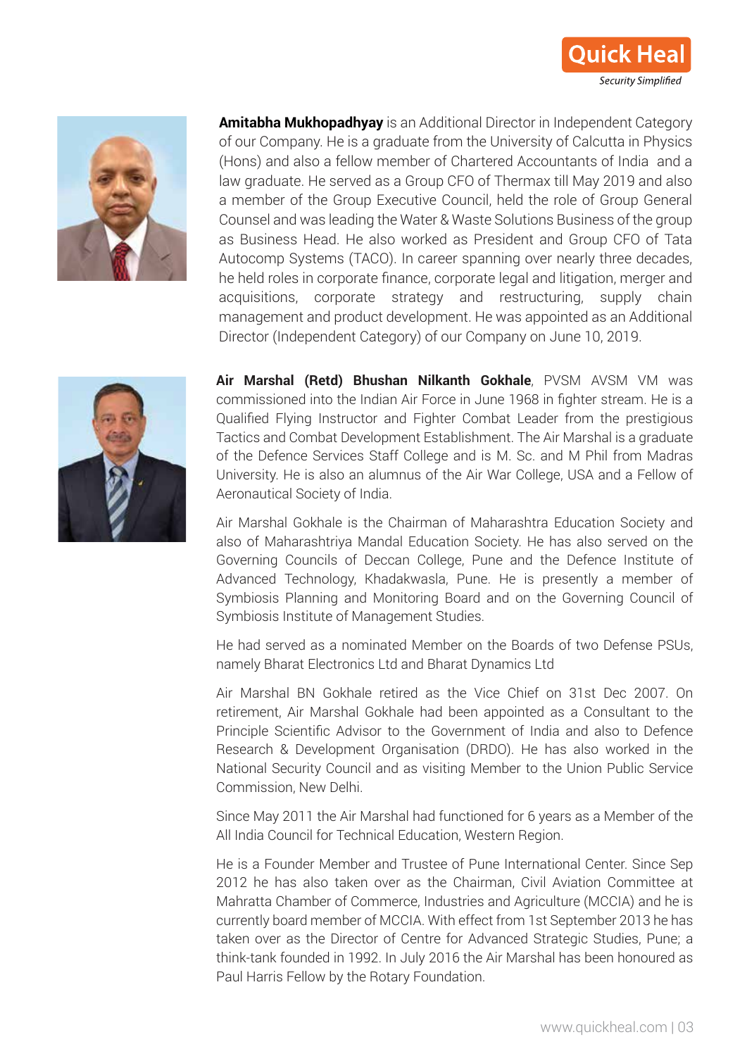**Amitabha Mukhopadhyay** is an Additional Director in Independent Category of our Company. He is a graduate from the University of Calcutta in Physics (Hons) and also a fellow member of Chartered Accountants of India and a law graduate. He served as a Group CFO of Thermax till May 2019 and also a member of the Group Executive Council, held the role of Group General Counsel and was leading the Water & Waste Solutions Business of the group as Business Head. He also worked as President and Group CFO of Tata Autocomp Systems (TACO). In career spanning over nearly three decades, he held roles in corporate finance, corporate legal and litigation, merger and acquisitions, corporate strategy and restructuring, supply chain management and product development. He was appointed as an Additional Director (Independent Category) of our Company on June 10, 2019.

**Air Marshal (Retd) Bhushan Nilkanth Gokhale**, PVSM AVSM VM was commissioned into the Indian Air Force in June 1968 in fighter stream. He is a Qualified Flying Instructor and Fighter Combat Leader from the prestigious Tactics and Combat Development Establishment. The Air Marshal is a graduate of the Defence Services Staff College and is M. Sc. and M Phil from Madras University. He is also an alumnus of the Air War College, USA and a Fellow of Aeronautical Society of India.

Air Marshal Gokhale is the Chairman of Maharashtra Education Society and also of Maharashtriya Mandal Education Society. He has also served on the Governing Councils of Deccan College, Pune and the Defence Institute of Advanced Technology, Khadakwasla, Pune. He is presently a member of Symbiosis Planning and Monitoring Board and on the Governing Council of Symbiosis Institute of Management Studies.

He had served as a nominated Member on the Boards of two Defense PSUs, namely Bharat Electronics Ltd and Bharat Dynamics Ltd

Air Marshal BN Gokhale retired as the Vice Chief on 31st Dec 2007. On retirement, Air Marshal Gokhale had been appointed as a Consultant to the Principle Scientific Advisor to the Government of India and also to Defence Research & Development Organisation (DRDO). He has also worked in the National Security Council and as visiting Member to the Union Public Service Commission, New Delhi.

Since May 2011 the Air Marshal had functioned for 6 years as a Member of the All India Council for Technical Education, Western Region.

He is a Founder Member and Trustee of Pune International Center. Since Sep 2012 he has also taken over as the Chairman, Civil Aviation Committee at Mahratta Chamber of Commerce, Industries and Agriculture (MCCIA) and he is currently board member of MCCIA. With effect from 1st September 2013 he has taken over as the Director of Centre for Advanced Strategic Studies, Pune; a think-tank founded in 1992. In July 2016 the Air Marshal has been honoured as Paul Harris Fellow by the Rotary Foundation.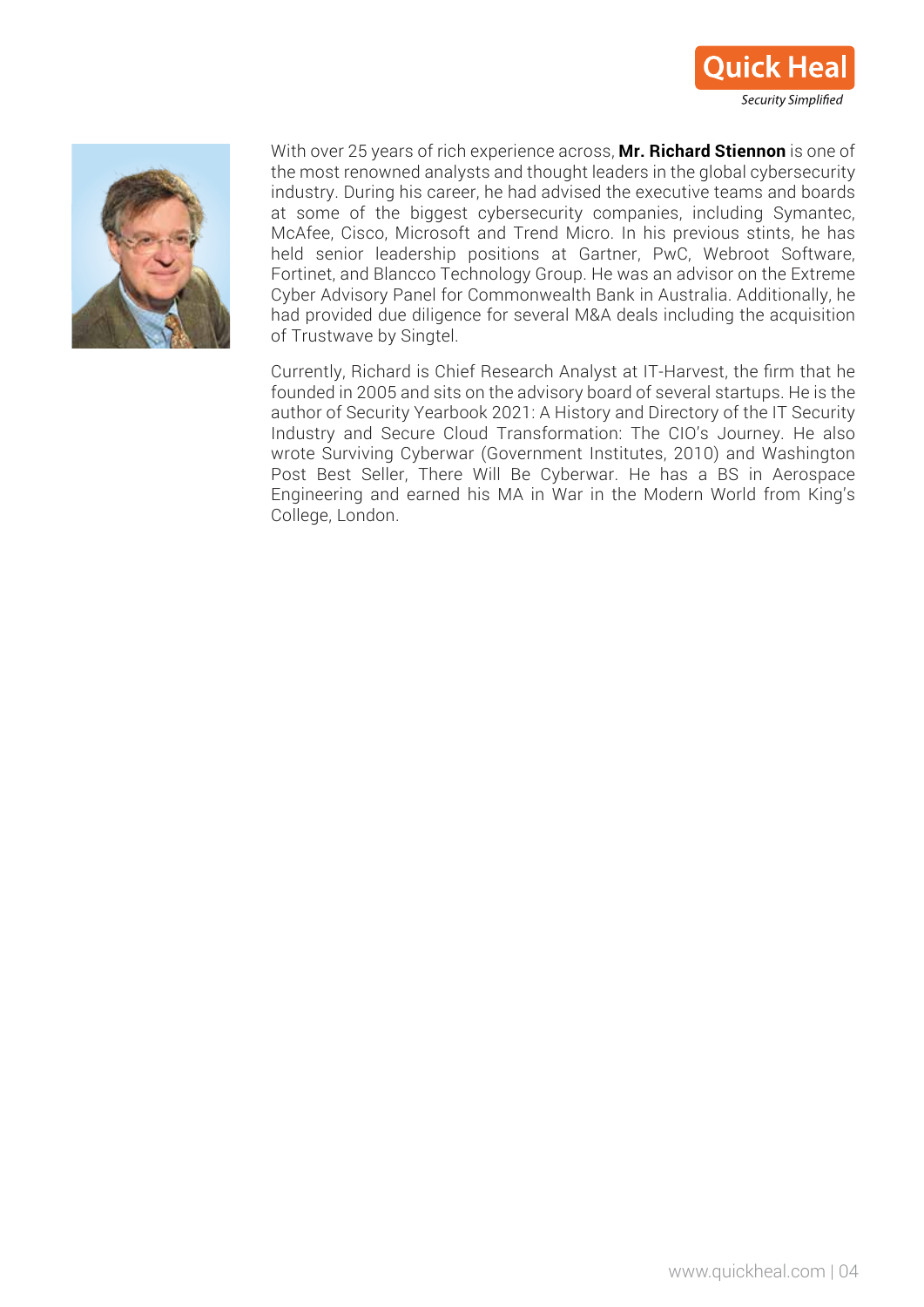With over 25 years of rich experience across, **Mr. Richard Stiennon** is one of the most renowned analysts and thought leaders in the global cybersecurity industry. During his career, he had advised the executive teams and boards at some of the biggest cybersecurity companies, including Symantec, McAfee, Cisco, Microsoft and Trend Micro. In his previous stints, he has held senior leadership positions at Gartner, PwC, Webroot Software, Fortinet, and Blancco Technology Group. He was an advisor on the Extreme Cyber Advisory Panel for Commonwealth Bank in Australia. Additionally, he had provided due diligence for several M&A deals including the acquisition of Trustwave by Singtel.

Currently, Richard is Chief Research Analyst at IT-Harvest, the firm that he founded in 2005 and sits on the advisory board of several startups. He is the author of Security Yearbook 2021: A History and Directory of the IT Security Industry and Secure Cloud Transformation: The CIO's Journey. He also wrote Surviving Cyberwar (Government Institutes, 2010) and Washington Post Best Seller, There Will Be Cyberwar. He has a BS in Aerospace Engineering and earned his MA in War in the Modern World from King's College, London.